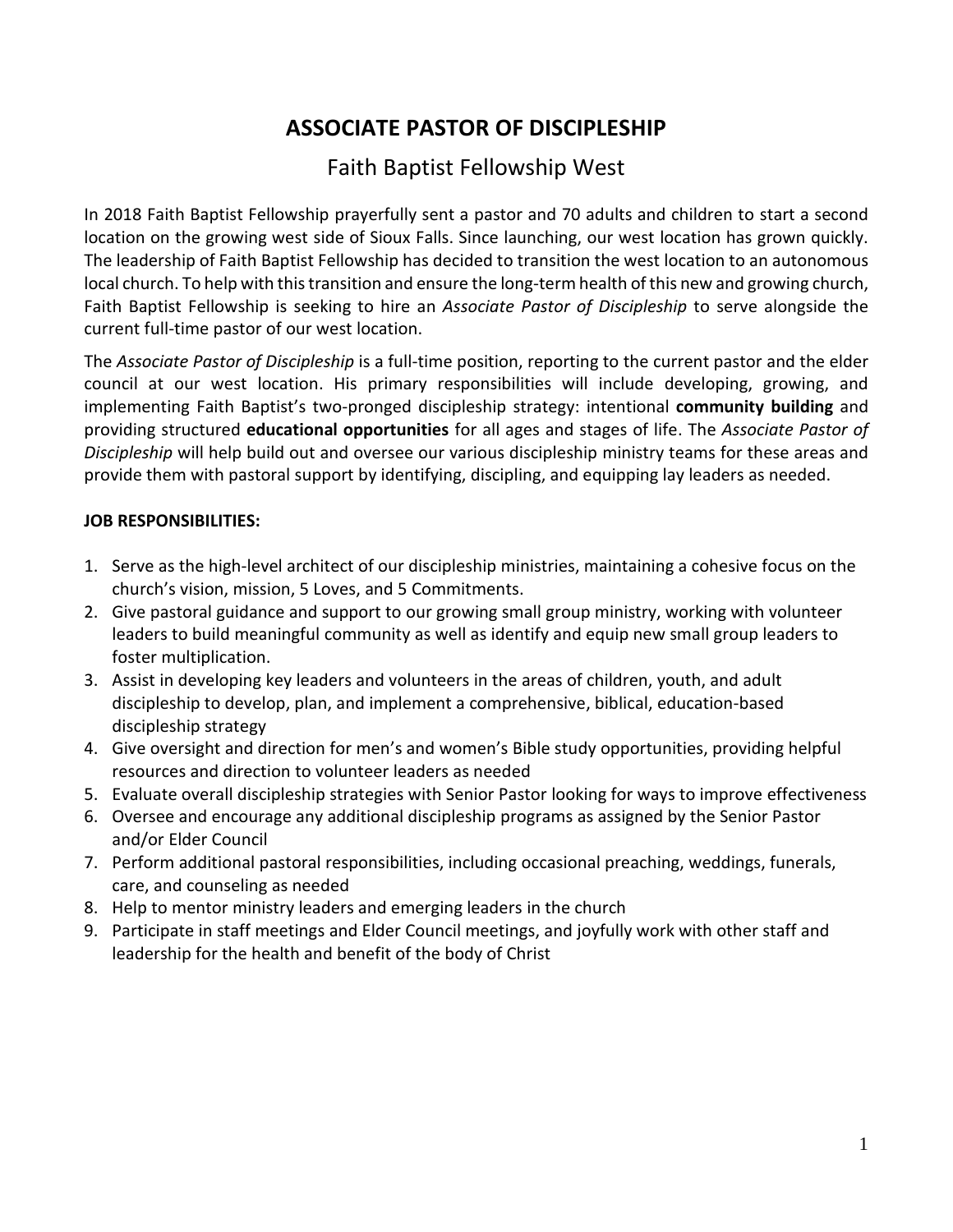# ASSOCIATE PASTOR OF DISCIPLESHIP

## Faith Baptist Fellowship West

In 2018 Faith Baptist Fellowship prayerfully sent a pastor and 70 adults and children to start a second location on the growing west side of Sioux Falls. Since launching, our west location has grown quickly. The leadership of Faith Baptist Fellowship has decided to transition the west location to an autonomous local church. To help with this transition and ensure the long-term health of this new and growing church, Faith Baptist Fellowship is seeking to hire an *Associate Pastor of Discipleship* to serve alongside the current full-time pastor of our west location.

The *Associate Pastor of Discipleship* is a full-time position, reporting to the current pastor and the elder council at our west location. His primary responsibilities will include developing, growing, and implementing Faith Baptist's two-pronged discipleship strategy: intentional **community building** and providing structured **educational opportunities** for all ages and stages of life. The *Associate Pastor of Discipleship* will help build out and oversee our various discipleship ministry teams for these areas and provide them with pastoral support by identifying, discipling, and equipping lay leaders as needed.

**JOB RESPONSIBILITIES:**

1. Serve as the high-level architect of our discipleship ministries, maintaining a cohesive focus on the church's vision, mission, 5 Loves, and 5 Commitments.
2. Give pastoral guidance and support to our growing small group ministry, working with volunteer leaders to build meaningful community as well as identify and equip new small group leaders to foster multiplication.
3. Assist in developing key leaders and volunteers in the areas of children, youth, and adult discipleship to develop, plan, and implement a comprehensive, biblical, education-based discipleship strategy
4. Give oversight and direction for men's and women's Bible study opportunities, providing helpful resources and direction to volunteer leaders as needed
5. Evaluate overall discipleship strategies with Senior Pastor looking for ways to improve effectiveness
6. Oversee and encourage any additional discipleship programs as assigned by the Senior Pastor and/or Elder Council
7. Perform additional pastoral responsibilities, including occasional preaching, weddings, funerals, care, and counseling as needed
8. Help to mentor ministry leaders and emerging leaders in the church
9. Participate in staff meetings and Elder Council meetings, and joyfully work with other staff and leadership for the health and benefit of the body of Christ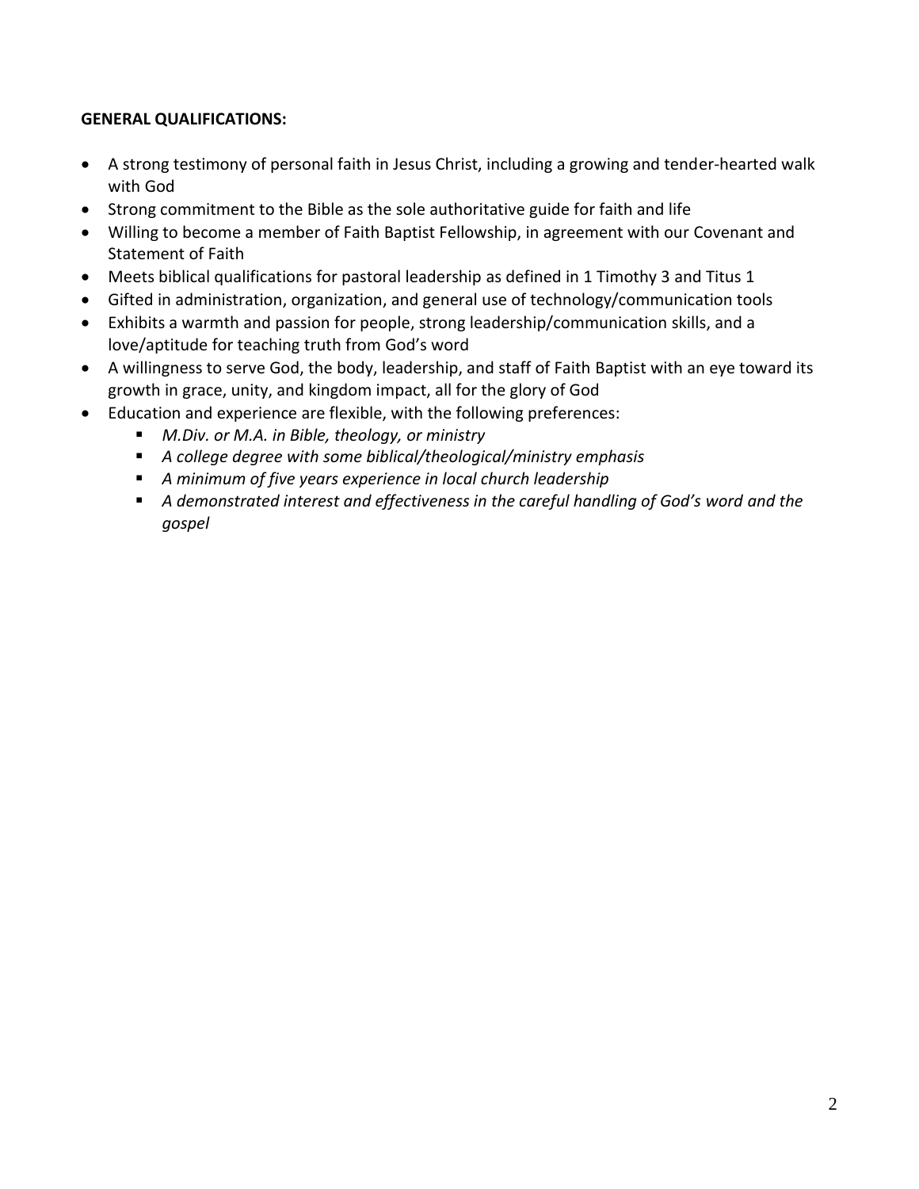**GENERAL QUALIFICATIONS:**

- A strong testimony of personal faith in Jesus Christ, including a growing and tender-hearted walk with God
- Strong commitment to the Bible as the sole authoritative guide for faith and life
- Willing to become a member of Faith Baptist Fellowship, in agreement with our Covenant and Statement of Faith
- Meets biblical qualifications for pastoral leadership as defined in 1 Timothy 3 and Titus 1
- Gifted in administration, organization, and general use of technology/communication tools
- Exhibits a warmth and passion for people, strong leadership/communication skills, and a love/aptitude for teaching truth from God's word
- A willingness to serve God, the body, leadership, and staff of Faith Baptist with an eye toward its growth in grace, unity, and kingdom impact, all for the glory of God
- Education and experience are flexible, with the following preferences:
  - *M.Div. or M.A. in Bible, theology, or ministry*
  - *A college degree with some biblical/theological/ministry emphasis*
  - *A minimum of five years experience in local church leadership*
  - *A demonstrated interest and effectiveness in the careful handling of God's word and the gospel*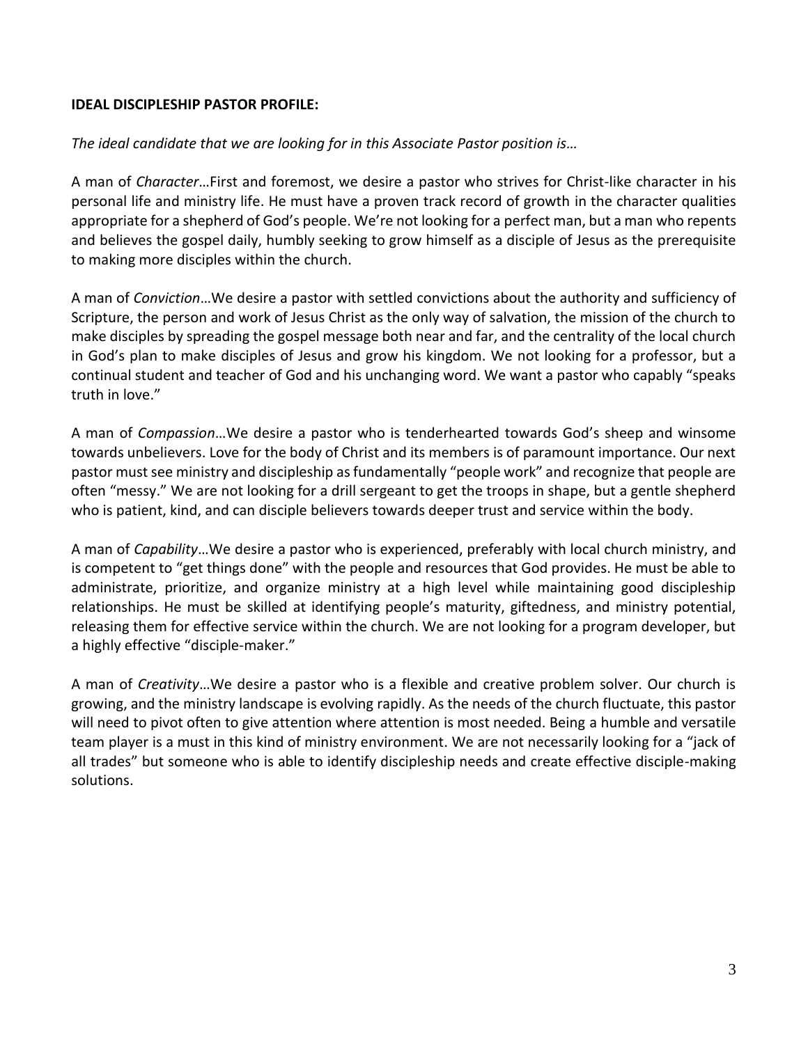**IDEAL DISCIPLESHIP PASTOR PROFILE:**

*The ideal candidate that we are looking for in this Associate Pastor position is…*

A man of *Character*…First and foremost, we desire a pastor who strives for Christ-like character in his personal life and ministry life. He must have a proven track record of growth in the character qualities appropriate for a shepherd of God's people. We're not looking for a perfect man, but a man who repents and believes the gospel daily, humbly seeking to grow himself as a disciple of Jesus as the prerequisite to making more disciples within the church.

A man of *Conviction*…We desire a pastor with settled convictions about the authority and sufficiency of Scripture, the person and work of Jesus Christ as the only way of salvation, the mission of the church to make disciples by spreading the gospel message both near and far, and the centrality of the local church in God's plan to make disciples of Jesus and grow his kingdom. We not looking for a professor, but a continual student and teacher of God and his unchanging word. We want a pastor who capably "speaks truth in love."

A man of *Compassion*…We desire a pastor who is tenderhearted towards God's sheep and winsome towards unbelievers. Love for the body of Christ and its members is of paramount importance. Our next pastor must see ministry and discipleship as fundamentally "people work" and recognize that people are often "messy." We are not looking for a drill sergeant to get the troops in shape, but a gentle shepherd who is patient, kind, and can disciple believers towards deeper trust and service within the body.

A man of *Capability*…We desire a pastor who is experienced, preferably with local church ministry, and is competent to "get things done" with the people and resources that God provides. He must be able to administrate, prioritize, and organize ministry at a high level while maintaining good discipleship relationships. He must be skilled at identifying people's maturity, giftedness, and ministry potential, releasing them for effective service within the church. We are not looking for a program developer, but a highly effective "disciple-maker."

A man of *Creativity*…We desire a pastor who is a flexible and creative problem solver. Our church is growing, and the ministry landscape is evolving rapidly. As the needs of the church fluctuate, this pastor will need to pivot often to give attention where attention is most needed. Being a humble and versatile team player is a must in this kind of ministry environment. We are not necessarily looking for a "jack of all trades" but someone who is able to identify discipleship needs and create effective disciple-making solutions.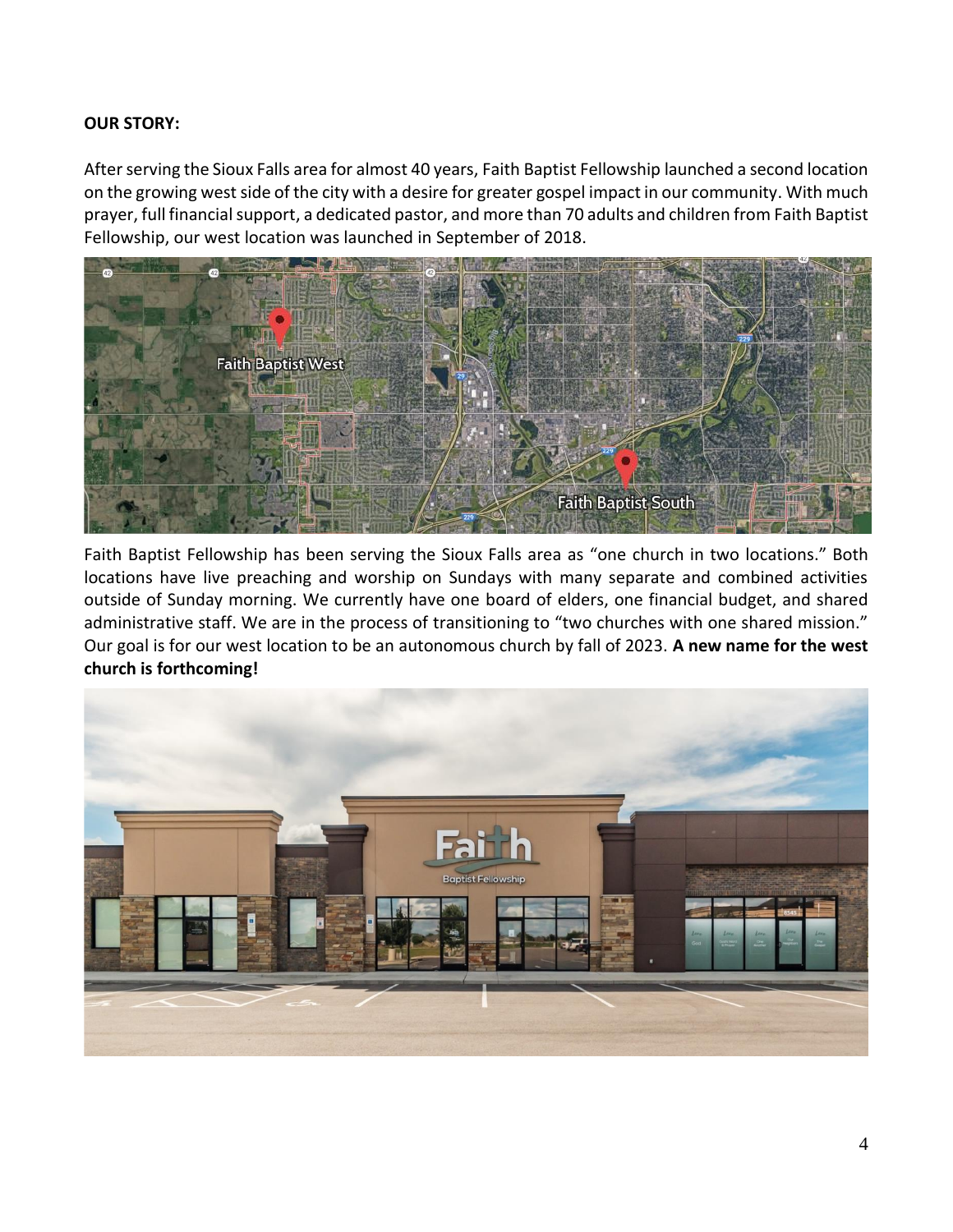**OUR STORY:**

After serving the Sioux Falls area for almost 40 years, Faith Baptist Fellowship launched a second location on the growing west side of the city with a desire for greater gospel impact in our community. With much prayer, full financial support, a dedicated pastor, and more than 70 adults and children from Faith Baptist Fellowship, our west location was launched in September of 2018.

Faith Baptist Fellowship has been serving the Sioux Falls area as "one church in two locations." Both locations have live preaching and worship on Sundays with many separate and combined activities outside of Sunday morning. We currently have one board of elders, one financial budget, and shared administrative staff. We are in the process of transitioning to "two churches with one shared mission." Our goal is for our west location to be an autonomous church by fall of 2023. **A new name for the west church is forthcoming!**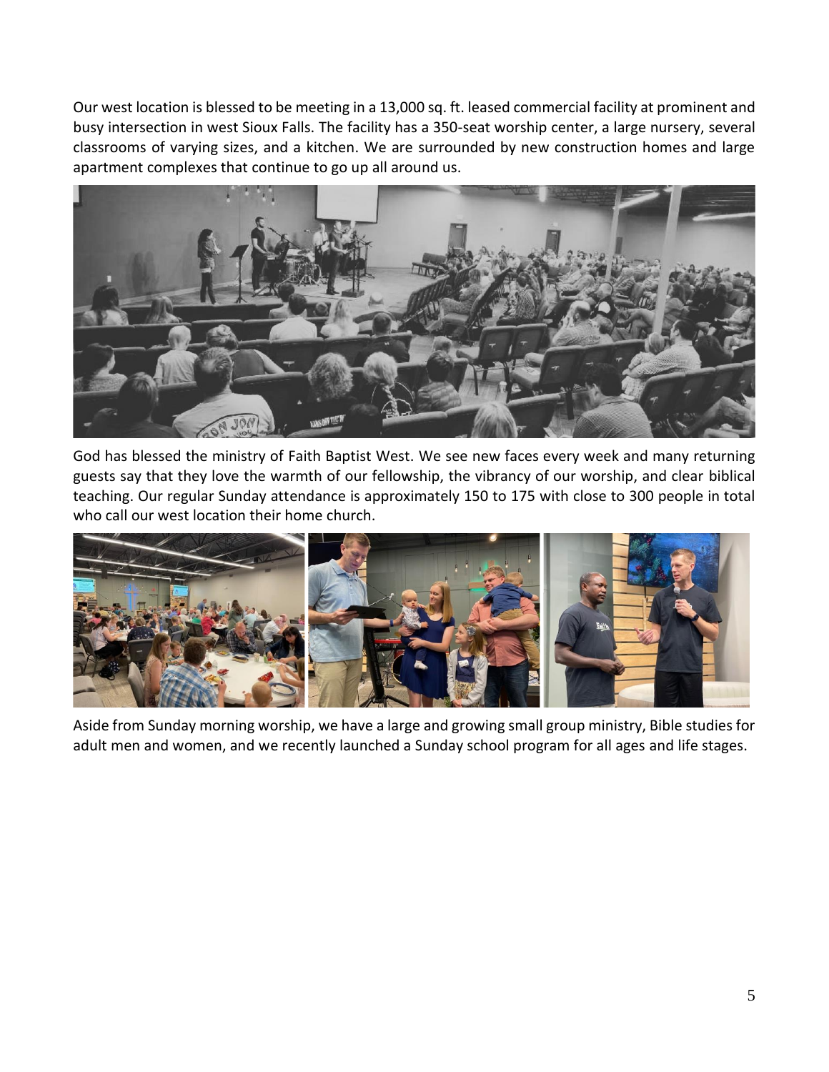Our west location is blessed to be meeting in a 13,000 sq. ft. leased commercial facility at prominent and busy intersection in west Sioux Falls. The facility has a 350-seat worship center, a large nursery, several classrooms of varying sizes, and a kitchen. We are surrounded by new construction homes and large apartment complexes that continue to go up all around us.

God has blessed the ministry of Faith Baptist West. We see new faces every week and many returning guests say that they love the warmth of our fellowship, the vibrancy of our worship, and clear biblical teaching. Our regular Sunday attendance is approximately 150 to 175 with close to 300 people in total who call our west location their home church.

Aside from Sunday morning worship, we have a large and growing small group ministry, Bible studies for adult men and women, and we recently launched a Sunday school program for all ages and life stages.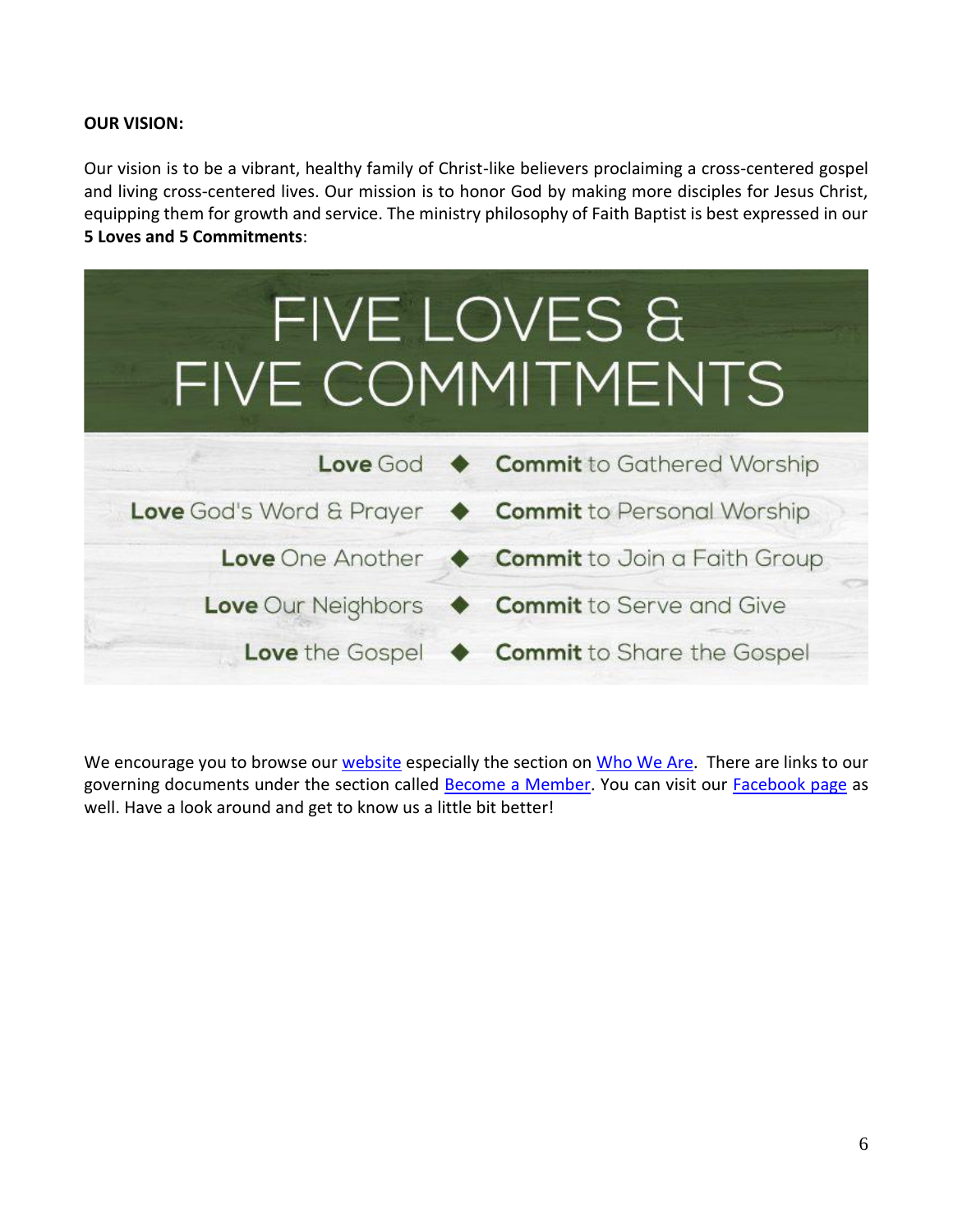**OUR VISION:**

Our vision is to be a vibrant, healthy family of Christ-like believers proclaiming a cross-centered gospel and living cross-centered lives. Our mission is to honor God by making more disciples for Jesus Christ, equipping them for growth and service. The ministry philosophy of Faith Baptist is best expressed in our **5 Loves and 5 Commitments**:

## FIVE LOVES & FIVE COMMITMENTS

| | | |
|---|---|---|
| **Love** God | ◆ | **Commit** to Gathered Worship |
| **Love** God's Word & Prayer | ◆ | **Commit** to Personal Worship |
| **Love** One Another | ◆ | **Commit** to Join a Faith Group |
| **Love** Our Neighbors | ◆ | **Commit** to Serve and Give |
| **Love** the Gospel | ◆ | **Commit** to Share the Gospel |

We encourage you to browse our website especially the section on Who We Are. There are links to our governing documents under the section called Become a Member. You can visit our Facebook page as well. Have a look around and get to know us a little bit better!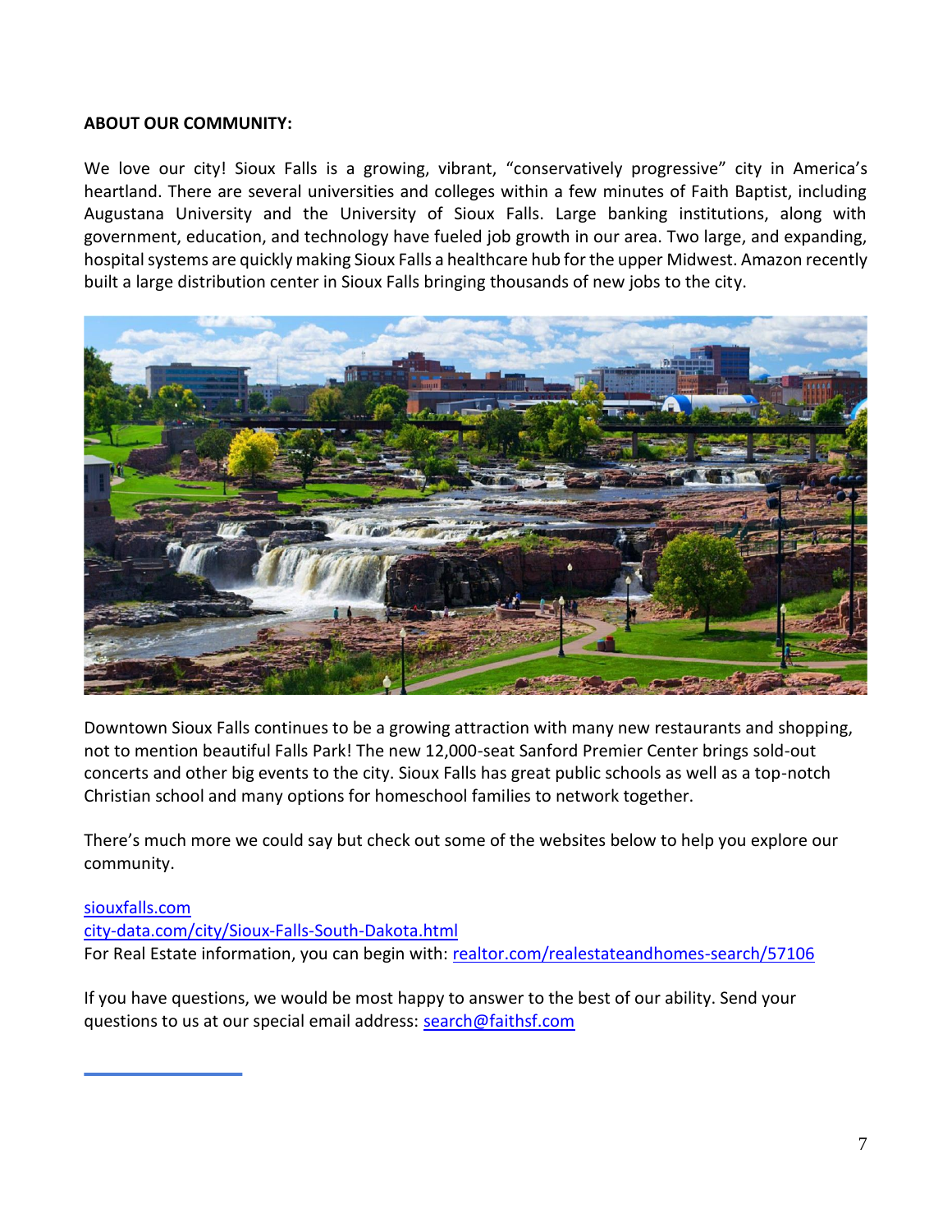**ABOUT OUR COMMUNITY:**

We love our city! Sioux Falls is a growing, vibrant, "conservatively progressive" city in America's heartland. There are several universities and colleges within a few minutes of Faith Baptist, including Augustana University and the University of Sioux Falls. Large banking institutions, along with government, education, and technology have fueled job growth in our area. Two large, and expanding, hospital systems are quickly making Sioux Falls a healthcare hub for the upper Midwest. Amazon recently built a large distribution center in Sioux Falls bringing thousands of new jobs to the city.

Downtown Sioux Falls continues to be a growing attraction with many new restaurants and shopping, not to mention beautiful Falls Park! The new 12,000-seat Sanford Premier Center brings sold-out concerts and other big events to the city. Sioux Falls has great public schools as well as a top-notch Christian school and many options for homeschool families to network together.

There's much more we could say but check out some of the websites below to help you explore our community.

[siouxfalls.com](siouxfalls.com)
[city-data.com/city/Sioux-Falls-South-Dakota.html](city-data.com/city/Sioux-Falls-South-Dakota.html)
For Real Estate information, you can begin with: [realtor.com/realestateandhomes-search/57106](realtor.com/realestateandhomes-search/57106)

If you have questions, we would be most happy to answer to the best of our ability. Send your questions to us at our special email address: [search@faithsf.com](mailto:search@faithsf.com)